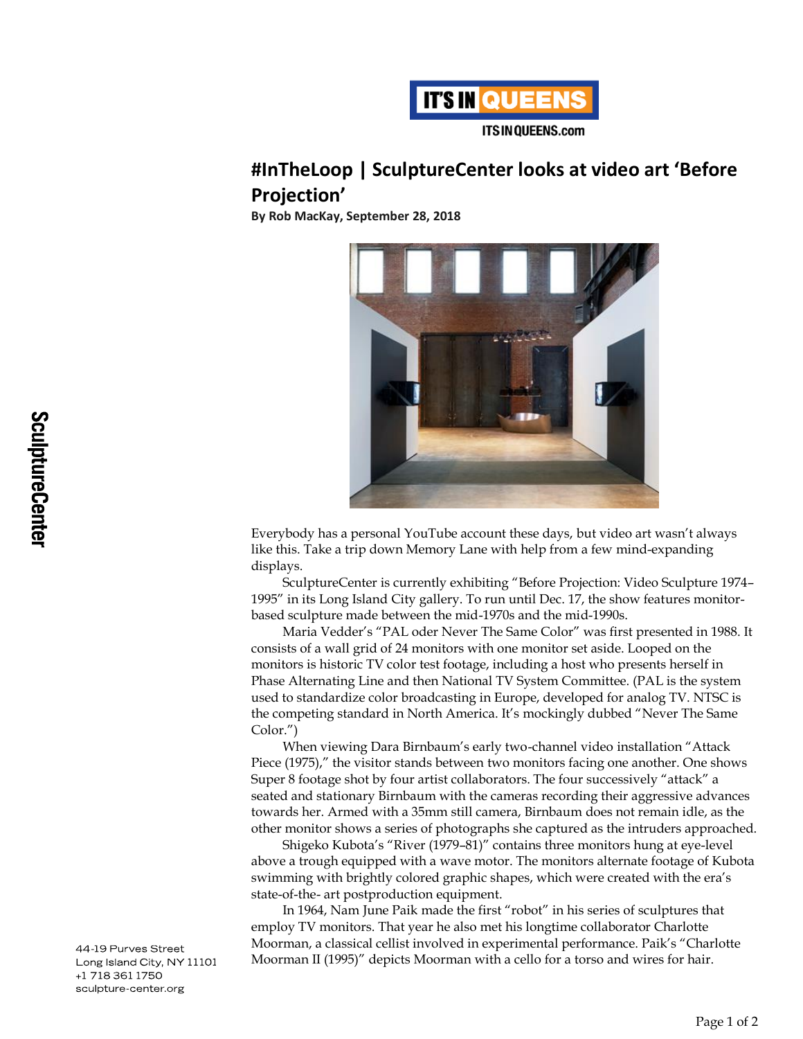IT'S IN QUEENS

ITSINQUEENS.com

# #InTheLoop | SculptureCenter looks at video art 'Before Projection'

**By Rob MacKay, September 28, 2018**

Everybody has a personal YouTube account these days, but video art wasn't always like this. Take a trip down Memory Lane with help from a few mind-expanding displays.

SculptureCenter is currently exhibiting "Before Projection: Video Sculpture 1974–1995" in its Long Island City gallery. To run until Dec. 17, the show features monitor-based sculpture made between the mid-1970s and the mid-1990s.

Maria Vedder's "PAL oder Never The Same Color" was first presented in 1988. It consists of a wall grid of 24 monitors with one monitor set aside. Looped on the monitors is historic TV color test footage, including a host who presents herself in Phase Alternating Line and then National TV System Committee. (PAL is the system used to standardize color broadcasting in Europe, developed for analog TV. NTSC is the competing standard in North America. It's mockingly dubbed "Never The Same Color.")

When viewing Dara Birnbaum's early two-channel video installation "Attack Piece (1975)," the visitor stands between two monitors facing one another. One shows Super 8 footage shot by four artist collaborators. The four successively "attack" a seated and stationary Birnbaum with the cameras recording their aggressive advances towards her. Armed with a 35mm still camera, Birnbaum does not remain idle, as the other monitor shows a series of photographs she captured as the intruders approached.

Shigeko Kubota's "River (1979–81)" contains three monitors hung at eye-level above a trough equipped with a wave motor. The monitors alternate footage of Kubota swimming with brightly colored graphic shapes, which were created with the era's state-of-the- art postproduction equipment.

In 1964, Nam June Paik made the first "robot" in his series of sculptures that employ TV monitors. That year he also met his longtime collaborator Charlotte Moorman, a classical cellist involved in experimental performance. Paik's "Charlotte Moorman II (1995)" depicts Moorman with a cello for a torso and wires for hair.

SculptureCenter

44-19 Purves Street
Long Island City, NY 11101
+1 718 361 1750
sculpture-center.org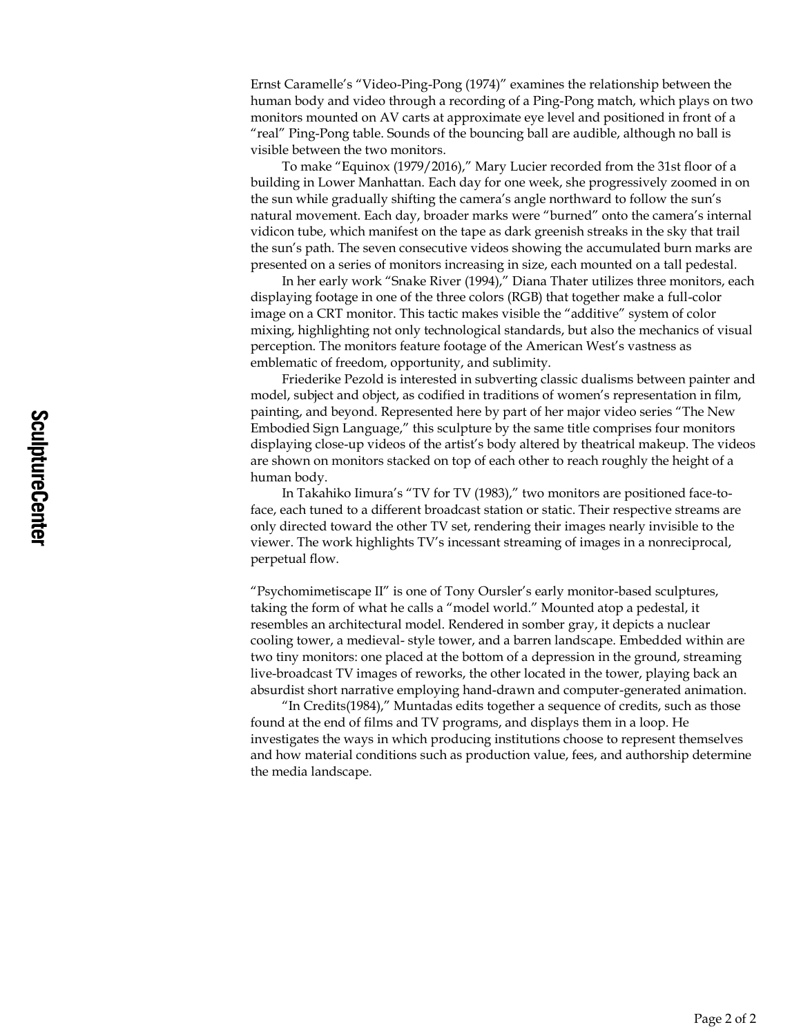Ernst Caramelle's "Video-Ping-Pong (1974)" examines the relationship between the human body and video through a recording of a Ping-Pong match, which plays on two monitors mounted on AV carts at approximate eye level and positioned in front of a "real" Ping-Pong table. Sounds of the bouncing ball are audible, although no ball is visible between the two monitors.

To make "Equinox (1979/2016)," Mary Lucier recorded from the 31st floor of a building in Lower Manhattan. Each day for one week, she progressively zoomed in on the sun while gradually shifting the camera's angle northward to follow the sun's natural movement. Each day, broader marks were "burned" onto the camera's internal vidicon tube, which manifest on the tape as dark greenish streaks in the sky that trail the sun's path. The seven consecutive videos showing the accumulated burn marks are presented on a series of monitors increasing in size, each mounted on a tall pedestal.

In her early work "Snake River (1994)," Diana Thater utilizes three monitors, each displaying footage in one of the three colors (RGB) that together make a full-color image on a CRT monitor. This tactic makes visible the "additive" system of color mixing, highlighting not only technological standards, but also the mechanics of visual perception. The monitors feature footage of the American West's vastness as emblematic of freedom, opportunity, and sublimity.

Friederike Pezold is interested in subverting classic dualisms between painter and model, subject and object, as codified in traditions of women's representation in film, painting, and beyond. Represented here by part of her major video series "The New Embodied Sign Language," this sculpture by the same title comprises four monitors displaying close-up videos of the artist's body altered by theatrical makeup. The videos are shown on monitors stacked on top of each other to reach roughly the height of a human body.

In Takahiko Iimura's "TV for TV (1983)," two monitors are positioned face-to-face, each tuned to a different broadcast station or static. Their respective streams are only directed toward the other TV set, rendering their images nearly invisible to the viewer. The work highlights TV's incessant streaming of images in a nonreciprocal, perpetual flow.

"Psychomimetiscape II" is one of Tony Oursler's early monitor-based sculptures, taking the form of what he calls a "model world." Mounted atop a pedestal, it resembles an architectural model. Rendered in somber gray, it depicts a nuclear cooling tower, a medieval- style tower, and a barren landscape. Embedded within are two tiny monitors: one placed at the bottom of a depression in the ground, streaming live-broadcast TV images of reworks, the other located in the tower, playing back an absurdist short narrative employing hand-drawn and computer-generated animation.

"In Credits(1984)," Muntadas edits together a sequence of credits, such as those found at the end of films and TV programs, and displays them in a loop. He investigates the ways in which producing institutions choose to represent themselves and how material conditions such as production value, fees, and authorship determine the media landscape.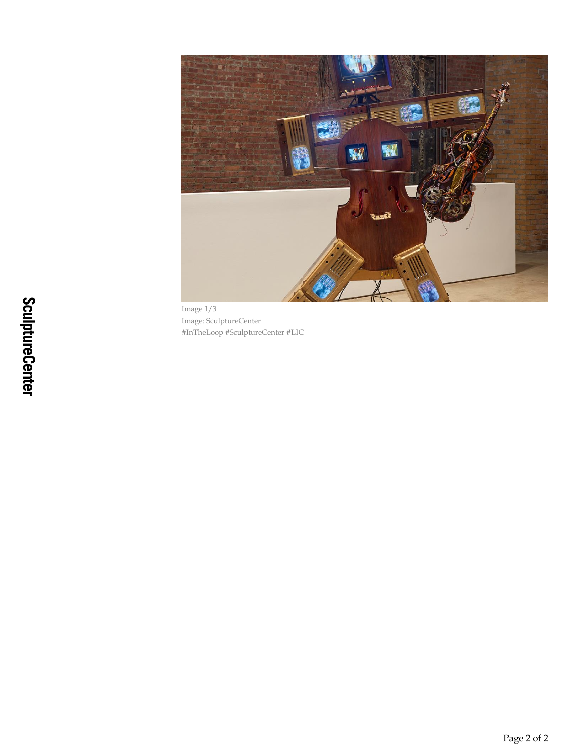Image 1/3
Image: SculptureCenter
#InTheLoop #SculptureCenter #LIC